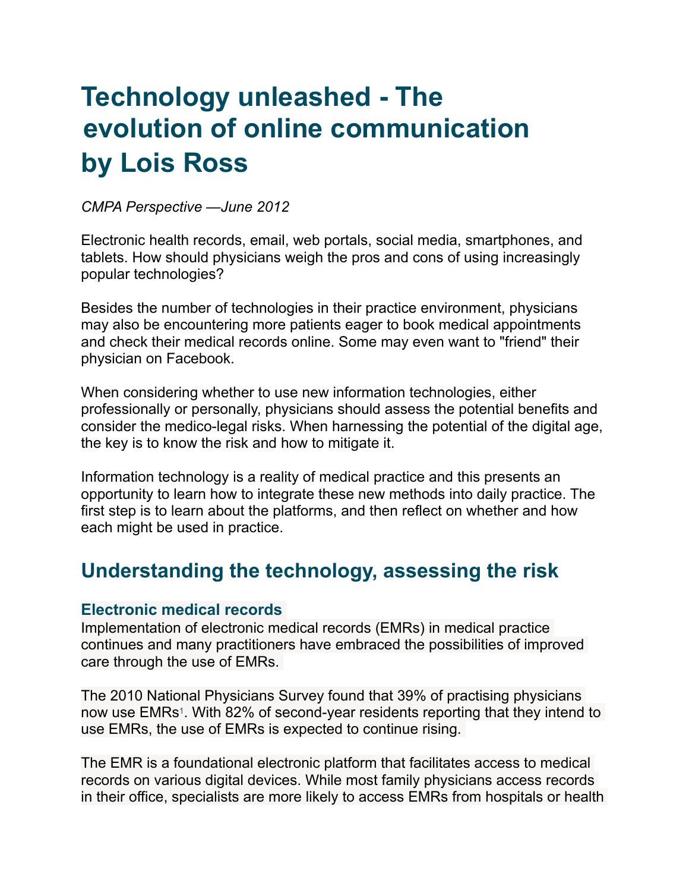# Technology unleashed - The evolution of online communication by Lois Ross

*CMPA Perspective —June 2012*

Electronic health records, email, web portals, social media, smartphones, and tablets. How should physicians weigh the pros and cons of using increasingly popular technologies?

Besides the number of technologies in their practice environment, physicians may also be encountering more patients eager to book medical appointments and check their medical records online. Some may even want to "friend" their physician on Facebook.

When considering whether to use new information technologies, either professionally or personally, physicians should assess the potential benefits and consider the medico-legal risks. When harnessing the potential of the digital age, the key is to know the risk and how to mitigate it.

Information technology is a reality of medical practice and this presents an opportunity to learn how to integrate these new methods into daily practice. The first step is to learn about the platforms, and then reflect on whether and how each might be used in practice.

## Understanding the technology, assessing the risk

### Electronic medical records

Implementation of electronic medical records (EMRs) in medical practice continues and many practitioners have embraced the possibilities of improved care through the use of EMRs.

The 2010 National Physicians Survey found that 39% of practising physicians now use EMRs[1]. With 82% of second-year residents reporting that they intend to use EMRs, the use of EMRs is expected to continue rising.

The EMR is a foundational electronic platform that facilitates access to medical records on various digital devices. While most family physicians access records in their office, specialists are more likely to access EMRs from hospitals or health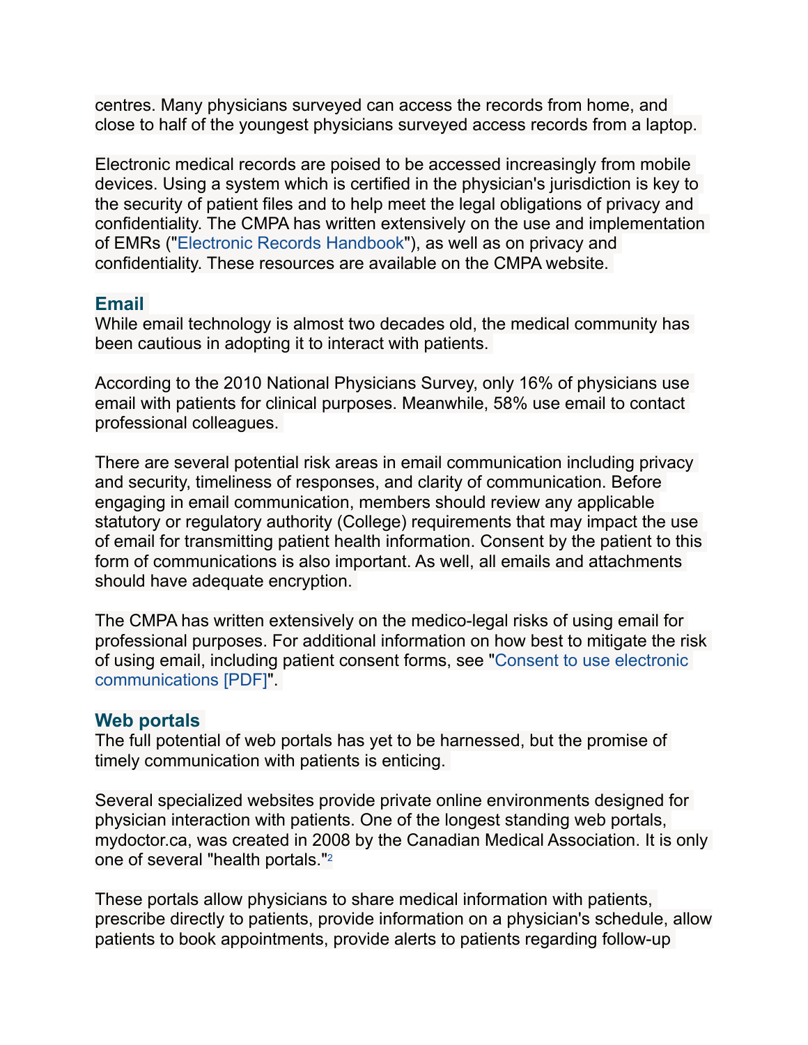centres. Many physicians surveyed can access the records from home, and close to half of the youngest physicians surveyed access records from a laptop.

Electronic medical records are poised to be accessed increasingly from mobile devices. Using a system which is certified in the physician's jurisdiction is key to the security of patient files and to help meet the legal obligations of privacy and confidentiality. The CMPA has written extensively on the use and implementation of EMRs ("Electronic Records Handbook"), as well as on privacy and confidentiality. These resources are available on the CMPA website.

## Email

While email technology is almost two decades old, the medical community has been cautious in adopting it to interact with patients.

According to the 2010 National Physicians Survey, only 16% of physicians use email with patients for clinical purposes. Meanwhile, 58% use email to contact professional colleagues.

There are several potential risk areas in email communication including privacy and security, timeliness of responses, and clarity of communication. Before engaging in email communication, members should review any applicable statutory or regulatory authority (College) requirements that may impact the use of email for transmitting patient health information. Consent by the patient to this form of communications is also important. As well, all emails and attachments should have adequate encryption.

The CMPA has written extensively on the medico-legal risks of using email for professional purposes. For additional information on how best to mitigate the risk of using email, including patient consent forms, see "Consent to use electronic communications [PDF]".

## Web portals

The full potential of web portals has yet to be harnessed, but the promise of timely communication with patients is enticing.

Several specialized websites provide private online environments designed for physician interaction with patients. One of the longest standing web portals, mydoctor.ca, was created in 2008 by the Canadian Medical Association. It is only one of several "health portals."[2]

These portals allow physicians to share medical information with patients, prescribe directly to patients, provide information on a physician's schedule, allow patients to book appointments, provide alerts to patients regarding follow-up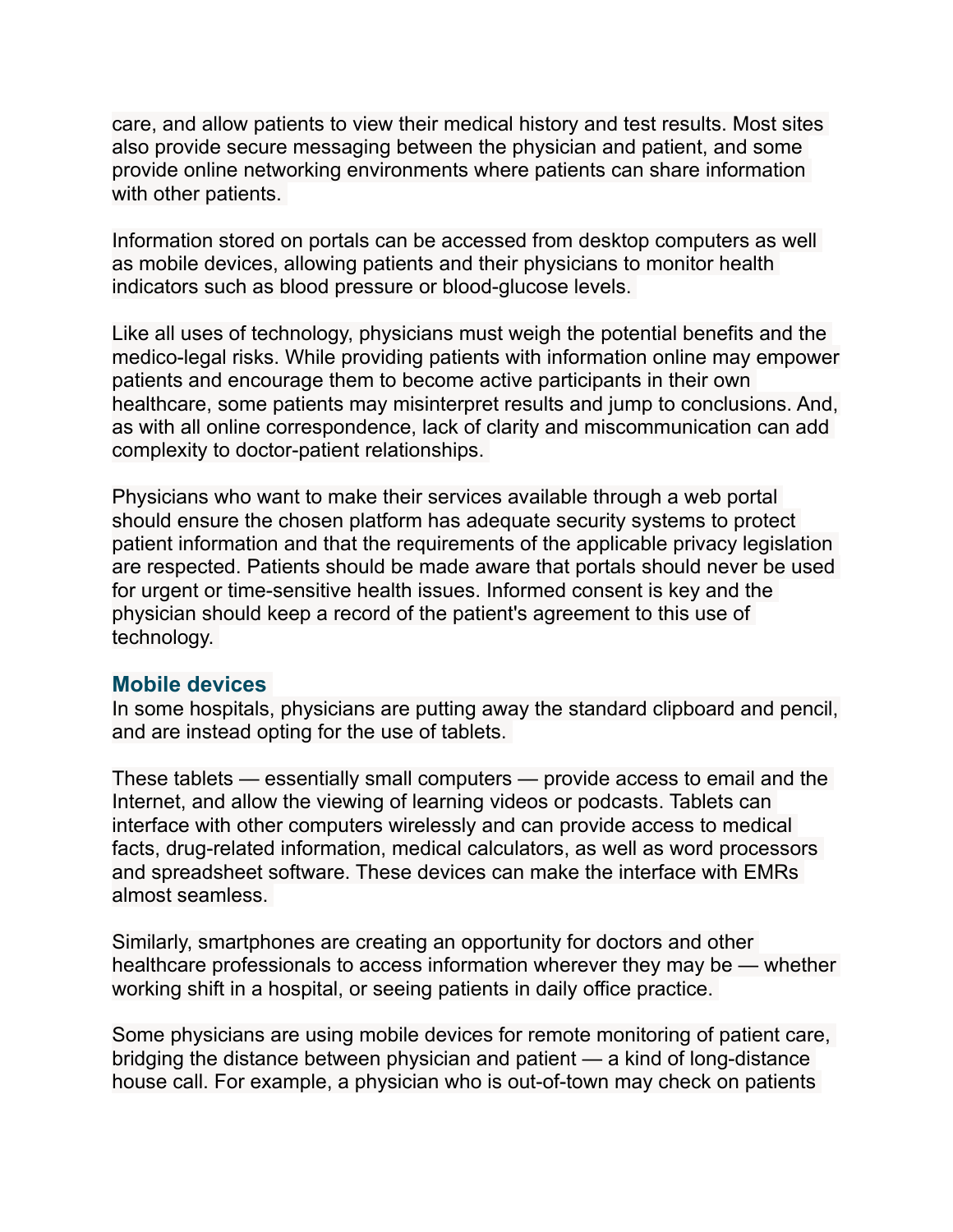care, and allow patients to view their medical history and test results. Most sites also provide secure messaging between the physician and patient, and some provide online networking environments where patients can share information with other patients.

Information stored on portals can be accessed from desktop computers as well as mobile devices, allowing patients and their physicians to monitor health indicators such as blood pressure or blood-glucose levels.

Like all uses of technology, physicians must weigh the potential benefits and the medico-legal risks. While providing patients with information online may empower patients and encourage them to become active participants in their own healthcare, some patients may misinterpret results and jump to conclusions. And, as with all online correspondence, lack of clarity and miscommunication can add complexity to doctor-patient relationships.

Physicians who want to make their services available through a web portal should ensure the chosen platform has adequate security systems to protect patient information and that the requirements of the applicable privacy legislation are respected. Patients should be made aware that portals should never be used for urgent or time-sensitive health issues. Informed consent is key and the physician should keep a record of the patient's agreement to this use of technology.

## Mobile devices

In some hospitals, physicians are putting away the standard clipboard and pencil, and are instead opting for the use of tablets.

These tablets — essentially small computers — provide access to email and the Internet, and allow the viewing of learning videos or podcasts. Tablets can interface with other computers wirelessly and can provide access to medical facts, drug-related information, medical calculators, as well as word processors and spreadsheet software. These devices can make the interface with EMRs almost seamless.

Similarly, smartphones are creating an opportunity for doctors and other healthcare professionals to access information wherever they may be — whether working shift in a hospital, or seeing patients in daily office practice.

Some physicians are using mobile devices for remote monitoring of patient care, bridging the distance between physician and patient — a kind of long-distance house call. For example, a physician who is out-of-town may check on patients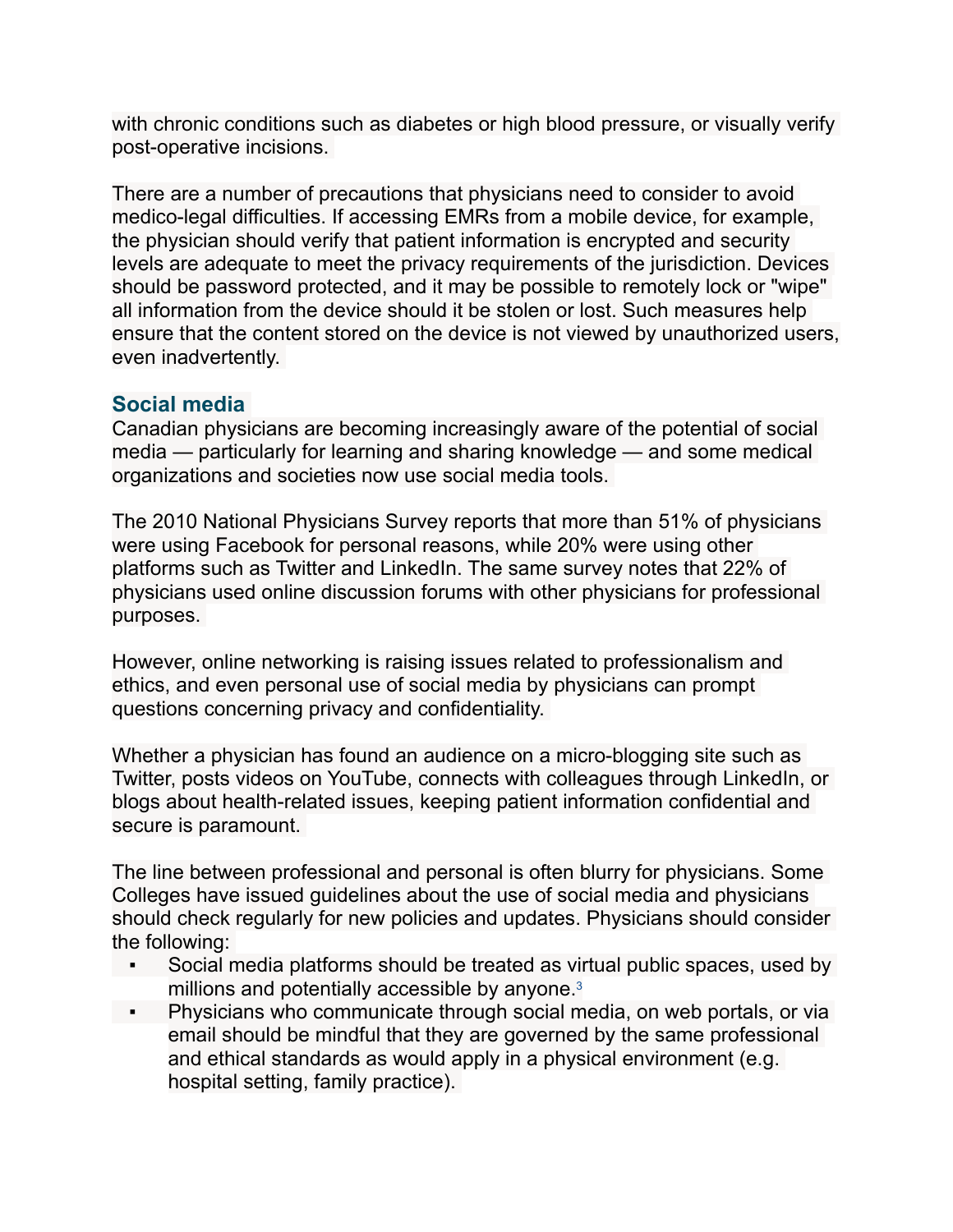with chronic conditions such as diabetes or high blood pressure, or visually verify post-operative incisions.

There are a number of precautions that physicians need to consider to avoid medico-legal difficulties. If accessing EMRs from a mobile device, for example, the physician should verify that patient information is encrypted and security levels are adequate to meet the privacy requirements of the jurisdiction. Devices should be password protected, and it may be possible to remotely lock or "wipe" all information from the device should it be stolen or lost. Such measures help ensure that the content stored on the device is not viewed by unauthorized users, even inadvertently.

## Social media

Canadian physicians are becoming increasingly aware of the potential of social media — particularly for learning and sharing knowledge — and some medical organizations and societies now use social media tools.

The 2010 National Physicians Survey reports that more than 51% of physicians were using Facebook for personal reasons, while 20% were using other platforms such as Twitter and LinkedIn. The same survey notes that 22% of physicians used online discussion forums with other physicians for professional purposes.

However, online networking is raising issues related to professionalism and ethics, and even personal use of social media by physicians can prompt questions concerning privacy and confidentiality.

Whether a physician has found an audience on a micro-blogging site such as Twitter, posts videos on YouTube, connects with colleagues through LinkedIn, or blogs about health-related issues, keeping patient information confidential and secure is paramount.

The line between professional and personal is often blurry for physicians. Some Colleges have issued guidelines about the use of social media and physicians should check regularly for new policies and updates. Physicians should consider the following:

- Social media platforms should be treated as virtual public spaces, used by millions and potentially accessible by anyone.[3]
- Physicians who communicate through social media, on web portals, or via email should be mindful that they are governed by the same professional and ethical standards as would apply in a physical environment (e.g. hospital setting, family practice).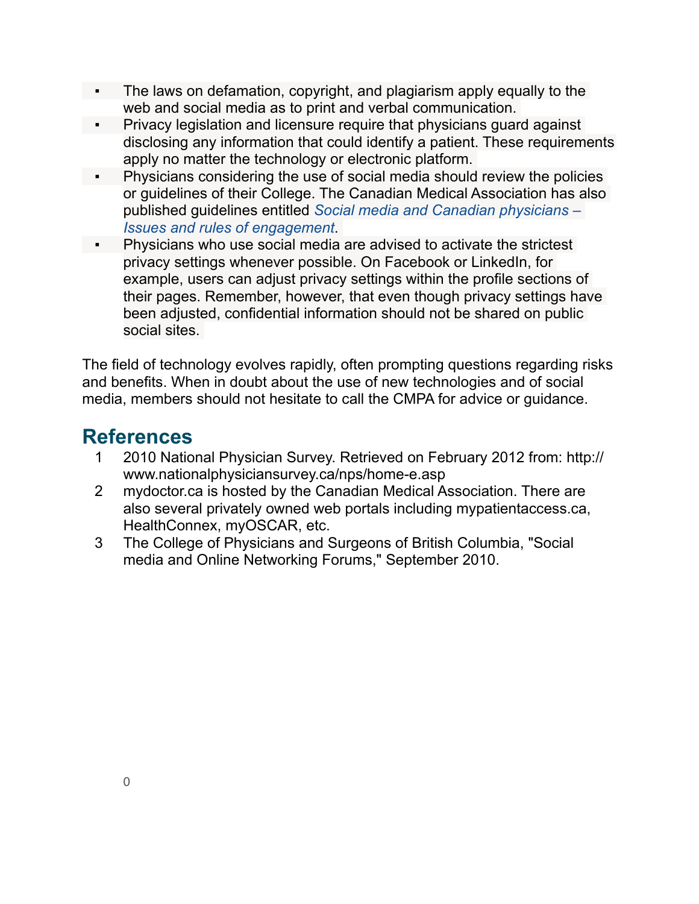- The laws on defamation, copyright, and plagiarism apply equally to the web and social media as to print and verbal communication.
- Privacy legislation and licensure require that physicians guard against disclosing any information that could identify a patient. These requirements apply no matter the technology or electronic platform.
- Physicians considering the use of social media should review the policies or guidelines of their College. The Canadian Medical Association has also published guidelines entitled *Social media and Canadian physicians – Issues and rules of engagement*.
- Physicians who use social media are advised to activate the strictest privacy settings whenever possible. On Facebook or LinkedIn, for example, users can adjust privacy settings within the profile sections of their pages. Remember, however, that even though privacy settings have been adjusted, confidential information should not be shared on public social sites.

The field of technology evolves rapidly, often prompting questions regarding risks and benefits. When in doubt about the use of new technologies and of social media, members should not hesitate to call the CMPA for advice or guidance.

## References

1. 2010 National Physician Survey. Retrieved on February 2012 from: http://www.nationalphysiciansurvey.ca/nps/home-e.asp
2. mydoctor.ca is hosted by the Canadian Medical Association. There are also several privately owned web portals including mypatientaccess.ca, HealthConnex, myOSCAR, etc.
3. The College of Physicians and Surgeons of British Columbia, "Social media and Online Networking Forums," September 2010.